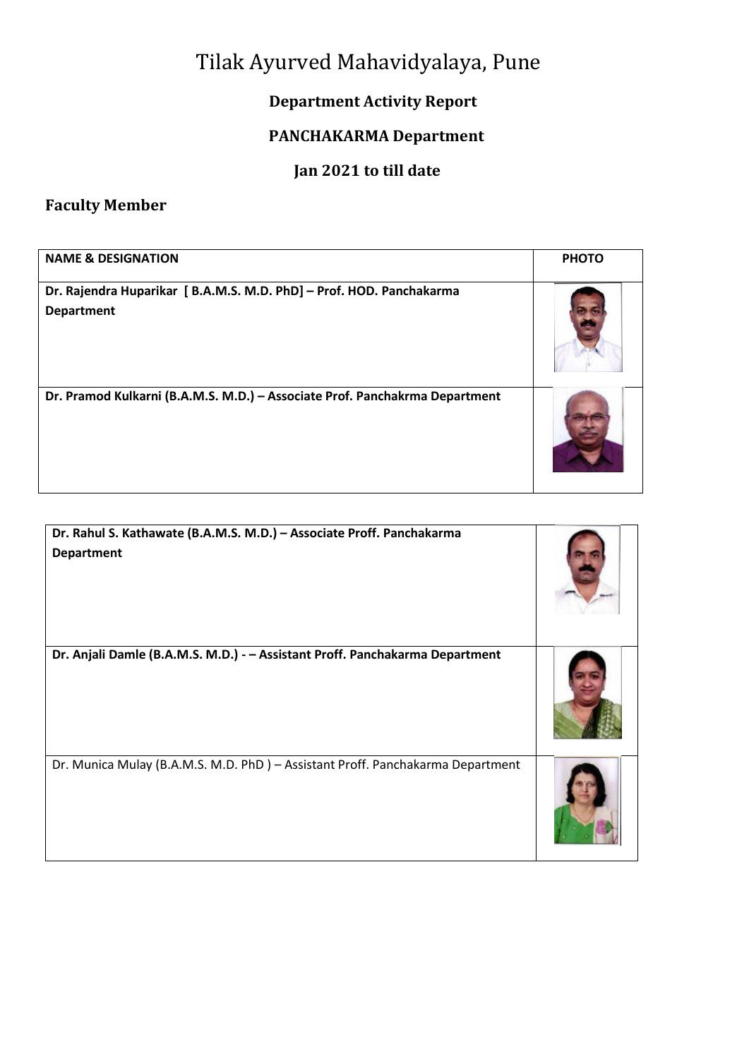# Tilak Ayurved Mahavidyalaya, Pune

## Department Activity Report

## PANCHAKARMA Department

## Jan 2021 to till date

### Faculty Member

| NAME & DESIGNATION | PHOTO |
| --- | --- |
| **Dr. Rajendra Huparikar [ B.A.M.S. M.D. PhD] – Prof. HOD. Panchakarma Department** | |
| **Dr. Pramod Kulkarni (B.A.M.S. M.D.) – Associate Prof. Panchakrma Department** | |
| **Dr. Rahul S. Kathawate (B.A.M.S. M.D.) – Associate Proff. Panchakarma Department** | |
| **Dr. Anjali Damle (B.A.M.S. M.D.) - – Assistant Proff. Panchakarma Department** | |
| Dr. Munica Mulay (B.A.M.S. M.D. PhD ) – Assistant Proff. Panchakarma Department | |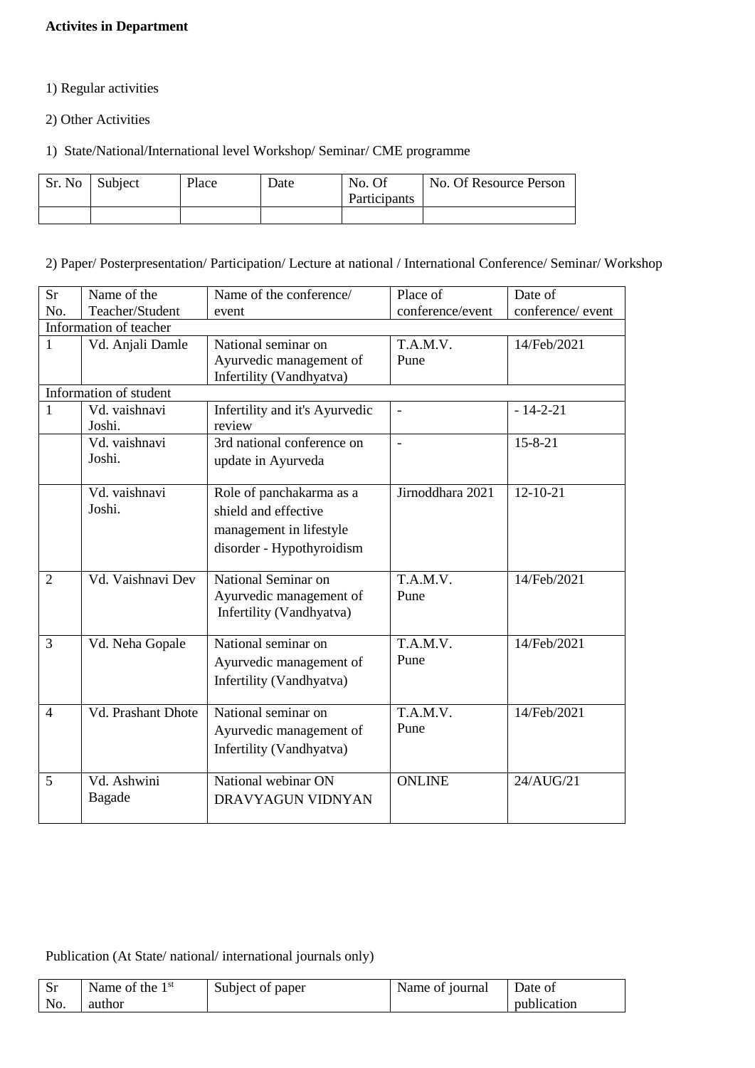**Activites in Department**

1) Regular activities

2) Other Activities

1) State/National/International level Workshop/ Seminar/ CME programme

| Sr. No | Subject | Place | Date | No. Of Participants | No. Of Resource Person |
|---|---|---|---|---|---|
| | | | | | |

2) Paper/ Posterpresentation/ Participation/ Lecture at national / International Conference/ Seminar/ Workshop

| Sr No. | Name of the Teacher/Student | Name of the conference/ event | Place of conference/event | Date of conference/ event |
|---|---|---|---|---|
| Information of teacher | | | | |
| 1 | Vd. Anjali Damle | National seminar on Ayurvedic management of Infertility (Vandhyatva) | T.A.M.V. Pune | 14/Feb/2021 |
| Information of student | | | | |
| 1 | Vd. vaishnavi Joshi. | Infertility and it's Ayurvedic review | - | - 14-2-21 |
| | Vd. vaishnavi Joshi. | 3rd national conference on update in Ayurveda | - | 15-8-21 |
| | Vd. vaishnavi Joshi. | Role of panchakarma as a shield and effective management in lifestyle disorder - Hypothyroidism | Jirnoddhara 2021 | 12-10-21 |
| 2 | Vd. Vaishnavi Dev | National Seminar on Ayurvedic management of Infertility (Vandhyatva) | T.A.M.V. Pune | 14/Feb/2021 |
| 3 | Vd. Neha Gopale | National seminar on Ayurvedic management of Infertility (Vandhyatva) | T.A.M.V. Pune | 14/Feb/2021 |
| 4 | Vd. Prashant Dhote | National seminar on Ayurvedic management of Infertility (Vandhyatva) | T.A.M.V. Pune | 14/Feb/2021 |
| 5 | Vd. Ashwini Bagade | National webinar ON DRAVYAGUN VIDNYAN | ONLINE | 24/AUG/21 |

Publication (At State/ national/ international journals only)

| Sr No. | Name of the 1st author | Subject of paper | Name of journal | Date of publication |
|---|---|---|---|---|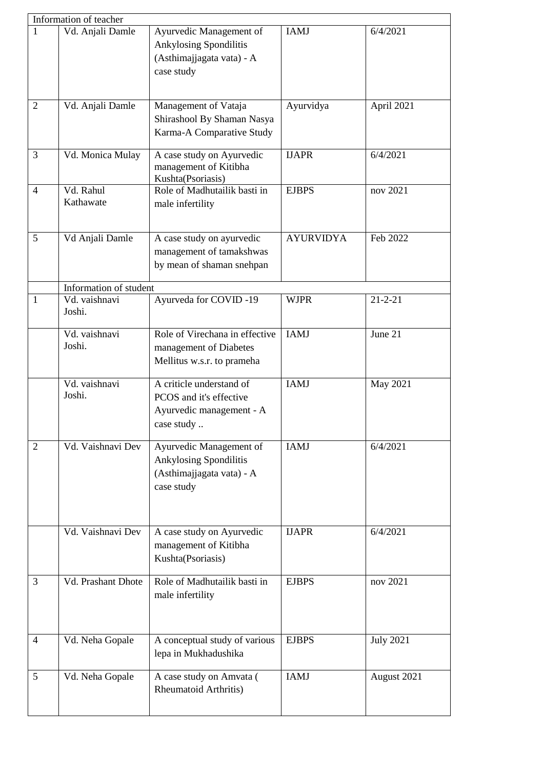| Information of teacher | | | | |
|---|---|---|---|---|
| 1 | Vd. Anjali Damle | Ayurvedic Management of Ankylosing Spondilitis (Asthimajjagata vata) - A case study | IAMJ | 6/4/2021 |
| 2 | Vd. Anjali Damle | Management of Vataja Shirashool By Shaman Nasya Karma-A Comparative Study | Ayurvidya | April 2021 |
| 3 | Vd. Monica Mulay | A case study on Ayurvedic management of Kitibha Kushta(Psoriasis) | IJAPR | 6/4/2021 |
| 4 | Vd. Rahul Kathawate | Role of Madhutailik basti in male infertility | EJBPS | nov 2021 |
| 5 | Vd Anjali Damle | A case study on ayurvedic management of tamakshwas by mean of shaman snehpan | AYURVIDYA | Feb 2022 |
| | Information of student | | | |
| 1 | Vd. vaishnavi Joshi. | Ayurveda for COVID -19 | WJPR | 21-2-21 |
| | Vd. vaishnavi Joshi. | Role of Virechana in effective management of Diabetes Mellitus w.s.r. to prameha | IAMJ | June 21 |
| | Vd. vaishnavi Joshi. | A criticle understand of PCOS and it's effective Ayurvedic management - A case study .. | IAMJ | May 2021 |
| 2 | Vd. Vaishnavi Dev | Ayurvedic Management of Ankylosing Spondilitis (Asthimajjagata vata) - A case study | IAMJ | 6/4/2021 |
| | Vd. Vaishnavi Dev | A case study on Ayurvedic management of Kitibha Kushta(Psoriasis) | IJAPR | 6/4/2021 |
| 3 | Vd. Prashant Dhote | Role of Madhutailik basti in male infertility | EJBPS | nov 2021 |
| 4 | Vd. Neha Gopale | A conceptual study of various lepa in Mukhadushika | EJBPS | July 2021 |
| 5 | Vd. Neha Gopale | A case study on Amvata ( Rheumatoid Arthritis) | IAMJ | August 2021 |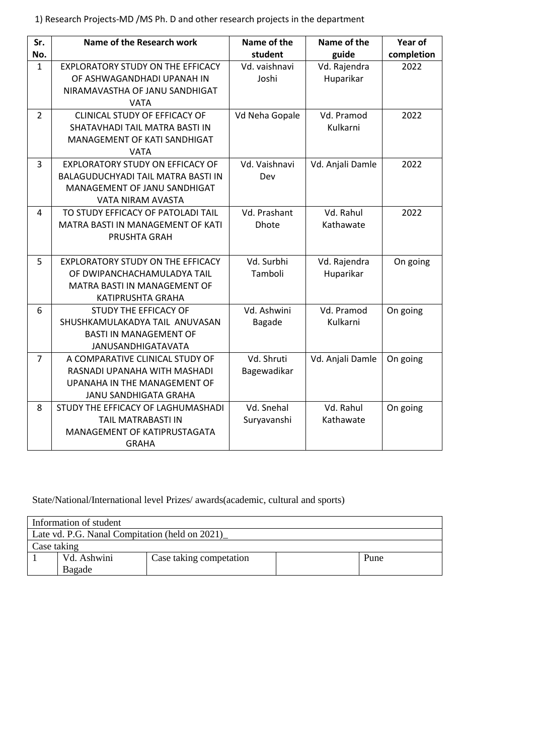1) Research Projects-MD /MS Ph. D and other research projects in the department

| Sr. No. | Name of the Research work | Name of the student | Name of the guide | Year of completion |
|---|---|---|---|---|
| 1 | EXPLORATORY STUDY ON THE EFFICACY OF ASHWAGANDHADI UPANAH IN NIRAMAVASTHA OF JANU SANDHIGAT VATA | Vd. vaishnavi Joshi | Vd. Rajendra Huparikar | 2022 |
| 2 | CLINICAL STUDY OF EFFICACY OF SHATAVHADI TAIL MATRA BASTI IN MANAGEMENT OF KATI SANDHIGAT VATA | Vd Neha Gopale | Vd. Pramod Kulkarni | 2022 |
| 3 | EXPLORATORY STUDY ON EFFICACY OF BALAGUDUCHYADI TAIL MATRA BASTI IN MANAGEMENT OF JANU SANDHIGAT VATA NIRAM AVASTA | Vd. Vaishnavi Dev | Vd. Anjali Damle | 2022 |
| 4 | TO STUDY EFFICACY OF PATOLADI TAIL MATRA BASTI IN MANAGEMENT OF KATI PRUSHTA GRAH | Vd. Prashant Dhote | Vd. Rahul Kathawate | 2022 |
| 5 | EXPLORATORY STUDY ON THE EFFICACY OF DWIPANCHACHAMULADYA TAIL MATRA BASTI IN MANAGEMENT OF KATIPRUSHTA GRAHA | Vd. Surbhi Tamboli | Vd. Rajendra Huparikar | On going |
| 6 | STUDY THE EFFICACY OF SHUSHKAMULAKADYA TAIL ANUVASAN BASTI IN MANAGEMENT OF JANUSANDHIGATAVATA | Vd. Ashwini Bagade | Vd. Pramod Kulkarni | On going |
| 7 | A COMPARATIVE CLINICAL STUDY OF RASNADI UPANAHA WITH MASHADI UPANAHA IN THE MANAGEMENT OF JANU SANDHIGATA GRAHA | Vd. Shruti Bagewadikar | Vd. Anjali Damle | On going |
| 8 | STUDY THE EFFICACY OF LAGHUMASHADI TAIL MATRABASTI IN MANAGEMENT OF KATIPRUSTAGATA GRAHA | Vd. Snehal Suryavanshi | Vd. Rahul Kathawate | On going |

State/National/International level Prizes/ awards(academic, cultural and sports)

| | | | | |
|---|---|---|---|---|
| Information of student | | | | |
| Late vd. P.G. Nanal Compitation (held on 2021)_ | | | | |
| Case taking | | | | |
| 1 | Vd. Ashwini Bagade | Case taking competation | | Pune |